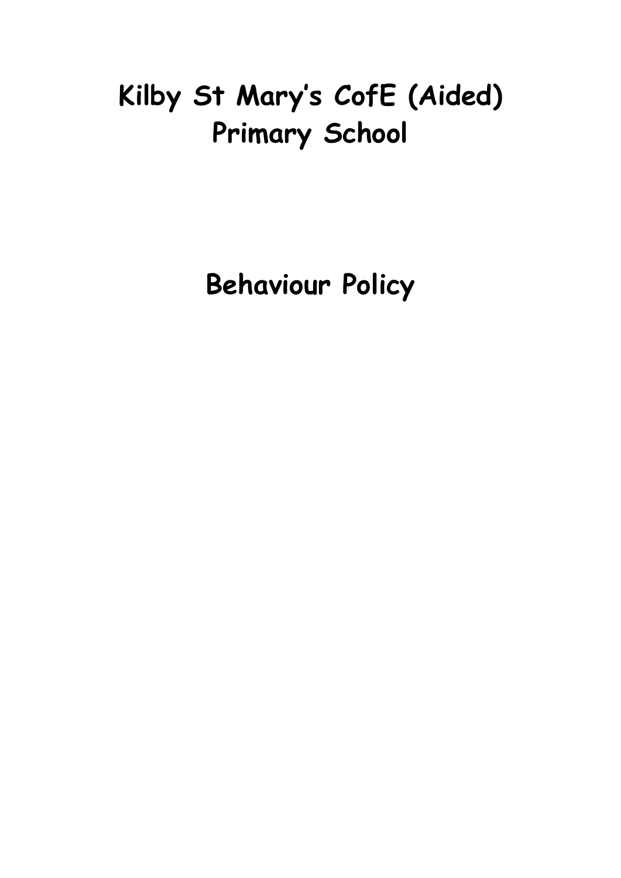# Kilby St Mary's CofE (Aided) Primary School

# Behaviour Policy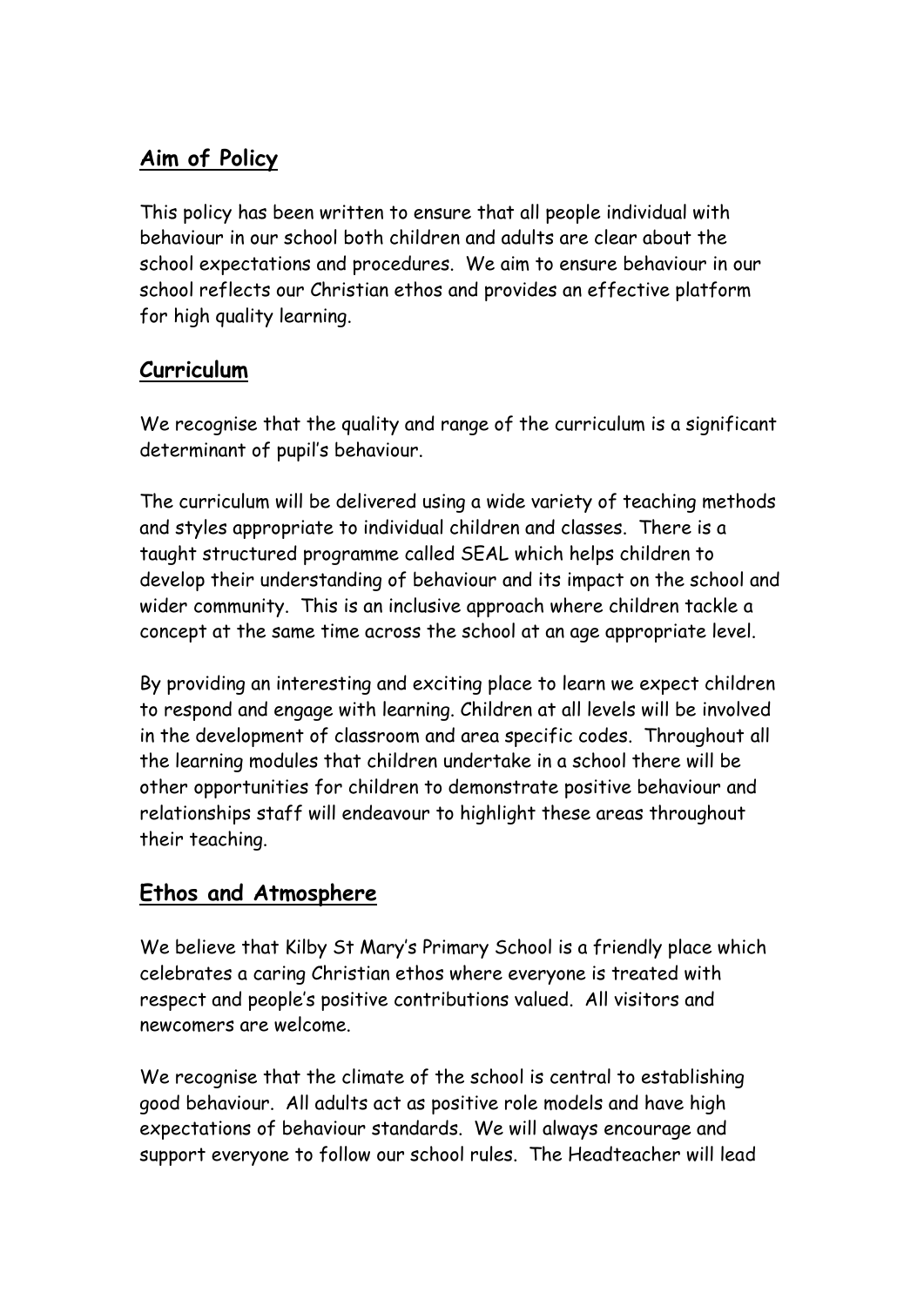## Aim of Policy

This policy has been written to ensure that all people individual with behaviour in our school both children and adults are clear about the school expectations and procedures. We aim to ensure behaviour in our school reflects our Christian ethos and provides an effective platform for high quality learning.

## Curriculum

We recognise that the quality and range of the curriculum is a significant determinant of pupil's behaviour.

The curriculum will be delivered using a wide variety of teaching methods and styles appropriate to individual children and classes. There is a taught structured programme called SEAL which helps children to develop their understanding of behaviour and its impact on the school and wider community. This is an inclusive approach where children tackle a concept at the same time across the school at an age appropriate level.

By providing an interesting and exciting place to learn we expect children to respond and engage with learning. Children at all levels will be involved in the development of classroom and area specific codes. Throughout all the learning modules that children undertake in a school there will be other opportunities for children to demonstrate positive behaviour and relationships staff will endeavour to highlight these areas throughout their teaching.

## Ethos and Atmosphere

We believe that Kilby St Mary's Primary School is a friendly place which celebrates a caring Christian ethos where everyone is treated with respect and people's positive contributions valued. All visitors and newcomers are welcome.

We recognise that the climate of the school is central to establishing good behaviour. All adults act as positive role models and have high expectations of behaviour standards. We will always encourage and support everyone to follow our school rules. The Headteacher will lead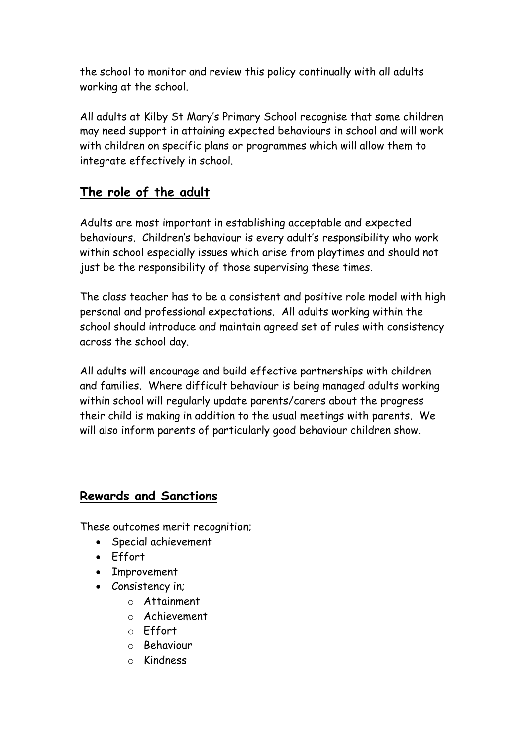the school to monitor and review this policy continually with all adults working at the school.

All adults at Kilby St Mary's Primary School recognise that some children may need support in attaining expected behaviours in school and will work with children on specific plans or programmes which will allow them to integrate effectively in school.

## The role of the adult

Adults are most important in establishing acceptable and expected behaviours. Children's behaviour is every adult's responsibility who work within school especially issues which arise from playtimes and should not just be the responsibility of those supervising these times.

The class teacher has to be a consistent and positive role model with high personal and professional expectations. All adults working within the school should introduce and maintain agreed set of rules with consistency across the school day.

All adults will encourage and build effective partnerships with children and families. Where difficult behaviour is being managed adults working within school will regularly update parents/carers about the progress their child is making in addition to the usual meetings with parents. We will also inform parents of particularly good behaviour children show.

## Rewards and Sanctions

These outcomes merit recognition;

- Special achievement
- Effort
- Improvement
- Consistency in;
  - Attainment
  - Achievement
  - Effort
  - Behaviour
  - Kindness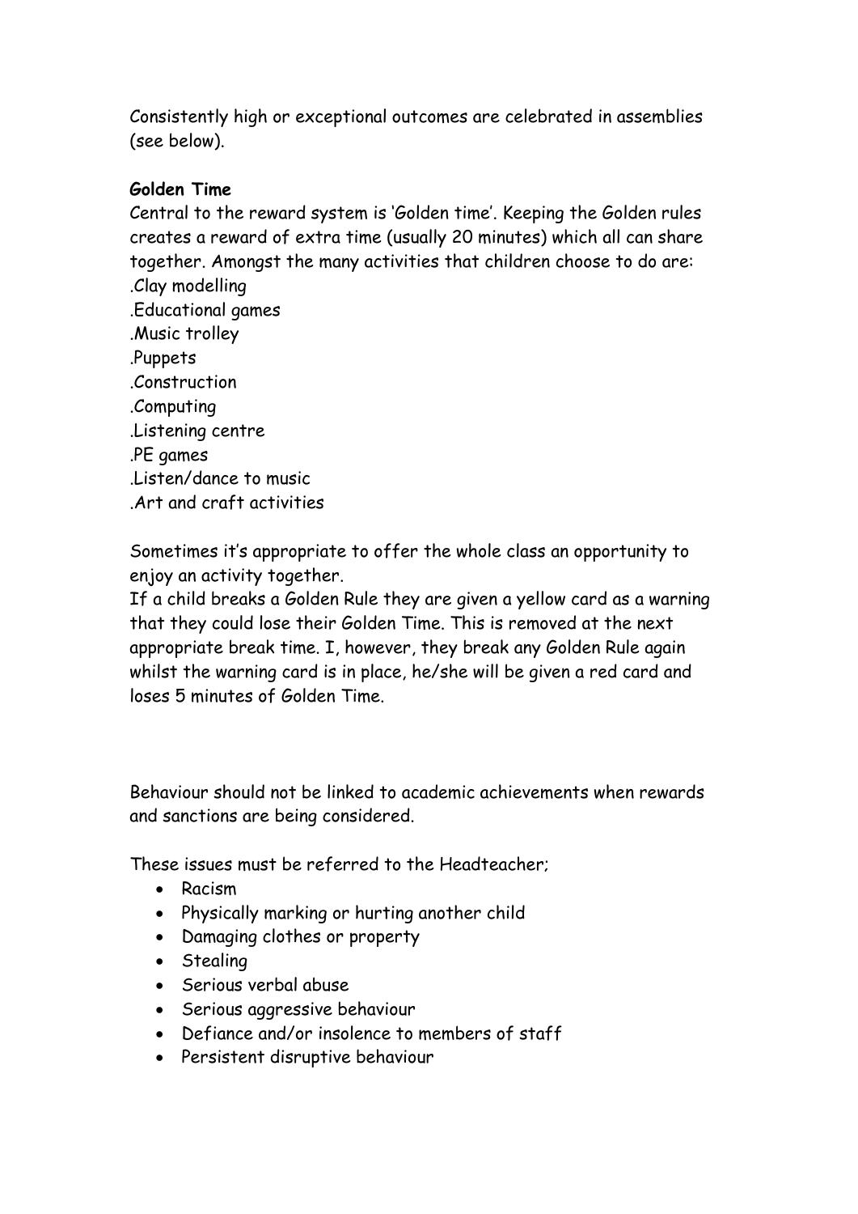Consistently high or exceptional outcomes are celebrated in assemblies (see below).

**Golden Time**

Central to the reward system is 'Golden time'. Keeping the Golden rules creates a reward of extra time (usually 20 minutes) which all can share together. Amongst the many activities that children choose to do are:

.Clay modelling
.Educational games
.Music trolley
.Puppets
.Construction
.Computing
.Listening centre
.PE games
.Listen/dance to music
.Art and craft activities

Sometimes it's appropriate to offer the whole class an opportunity to enjoy an activity together.

If a child breaks a Golden Rule they are given a yellow card as a warning that they could lose their Golden Time. This is removed at the next appropriate break time. I, however, they break any Golden Rule again whilst the warning card is in place, he/she will be given a red card and loses 5 minutes of Golden Time.

Behaviour should not be linked to academic achievements when rewards and sanctions are being considered.

These issues must be referred to the Headteacher;

- Racism
- Physically marking or hurting another child
- Damaging clothes or property
- Stealing
- Serious verbal abuse
- Serious aggressive behaviour
- Defiance and/or insolence to members of staff
- Persistent disruptive behaviour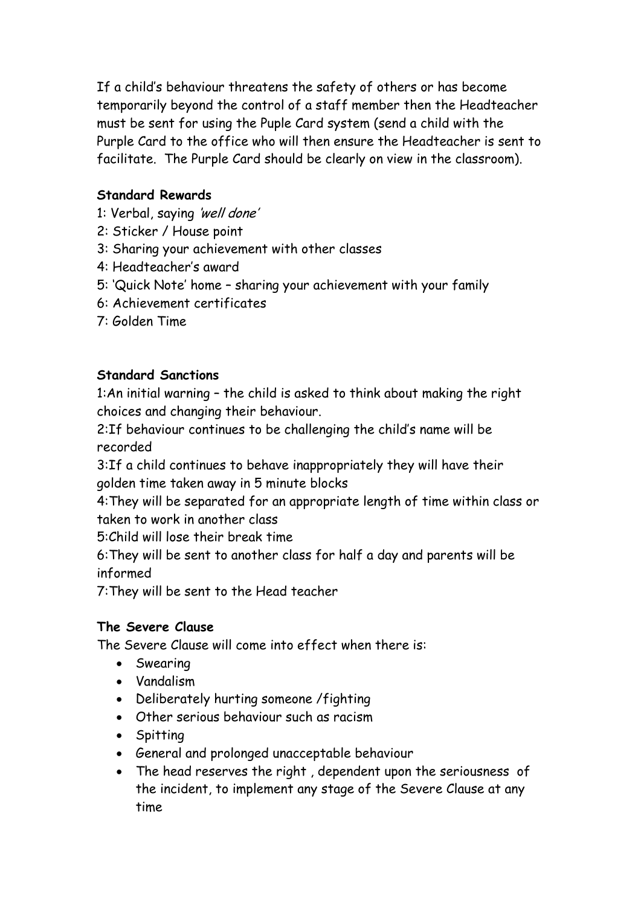If a child's behaviour threatens the safety of others or has become temporarily beyond the control of a staff member then the Headteacher must be sent for using the Puple Card system (send a child with the Purple Card to the office who will then ensure the Headteacher is sent to facilitate. The Purple Card should be clearly on view in the classroom).

**Standard Rewards**

1: Verbal, saying *'well done'*
2: Sticker / House point
3: Sharing your achievement with other classes
4: Headteacher's award
5: 'Quick Note' home – sharing your achievement with your family
6: Achievement certificates
7: Golden Time

**Standard Sanctions**

1:An initial warning – the child is asked to think about making the right choices and changing their behaviour.
2:If behaviour continues to be challenging the child's name will be recorded
3:If a child continues to behave inappropriately they will have their golden time taken away in 5 minute blocks
4:They will be separated for an appropriate length of time within class or taken to work in another class
5:Child will lose their break time
6:They will be sent to another class for half a day and parents will be informed
7:They will be sent to the Head teacher

**The Severe Clause**

The Severe Clause will come into effect when there is:

- Swearing
- Vandalism
- Deliberately hurting someone /fighting
- Other serious behaviour such as racism
- Spitting
- General and prolonged unacceptable behaviour
- The head reserves the right , dependent upon the seriousness of the incident, to implement any stage of the Severe Clause at any time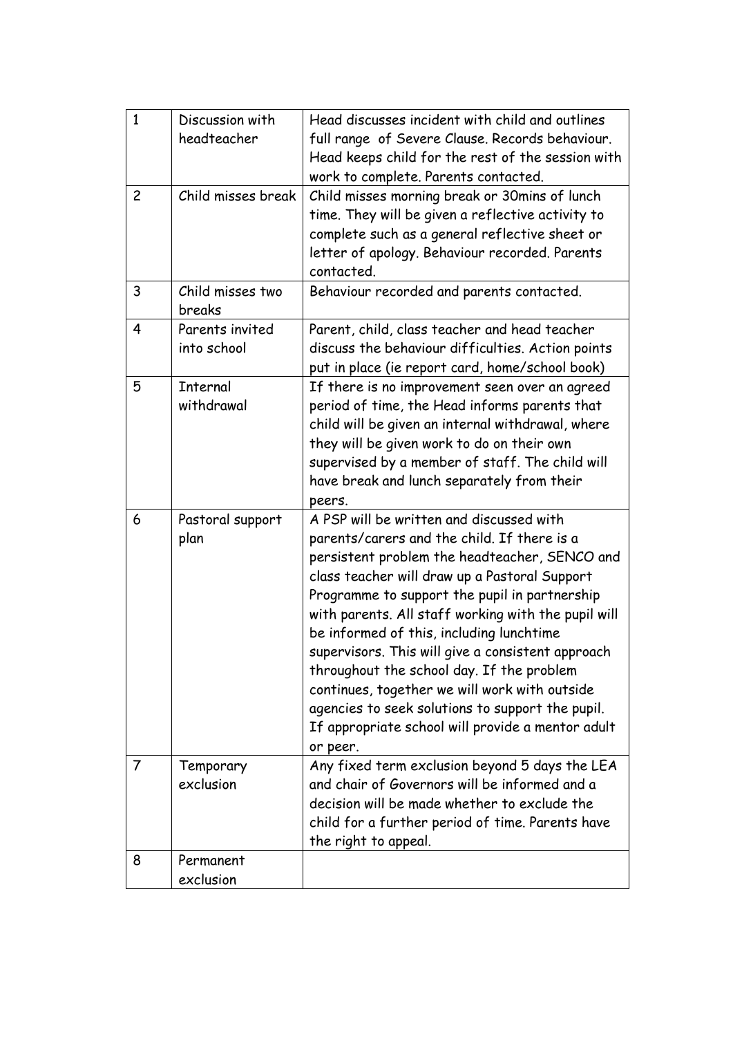| 1 | Discussion with headteacher | Head discusses incident with child and outlines full range of Severe Clause. Records behaviour. Head keeps child for the rest of the session with work to complete. Parents contacted. |
|---|---|---|
| 2 | Child misses break | Child misses morning break or 30mins of lunch time. They will be given a reflective activity to complete such as a general reflective sheet or letter of apology. Behaviour recorded. Parents contacted. |
| 3 | Child misses two breaks | Behaviour recorded and parents contacted. |
| 4 | Parents invited into school | Parent, child, class teacher and head teacher discuss the behaviour difficulties. Action points put in place (ie report card, home/school book) |
| 5 | Internal withdrawal | If there is no improvement seen over an agreed period of time, the Head informs parents that child will be given an internal withdrawal, where they will be given work to do on their own supervised by a member of staff. The child will have break and lunch separately from their peers. |
| 6 | Pastoral support plan | A PSP will be written and discussed with parents/carers and the child. If there is a persistent problem the headteacher, SENCO and class teacher will draw up a Pastoral Support Programme to support the pupil in partnership with parents. All staff working with the pupil will be informed of this, including lunchtime supervisors. This will give a consistent approach throughout the school day. If the problem continues, together we will work with outside agencies to seek solutions to support the pupil. If appropriate school will provide a mentor adult or peer. |
| 7 | Temporary exclusion | Any fixed term exclusion beyond 5 days the LEA and chair of Governors will be informed and a decision will be made whether to exclude the child for a further period of time. Parents have the right to appeal. |
| 8 | Permanent exclusion | |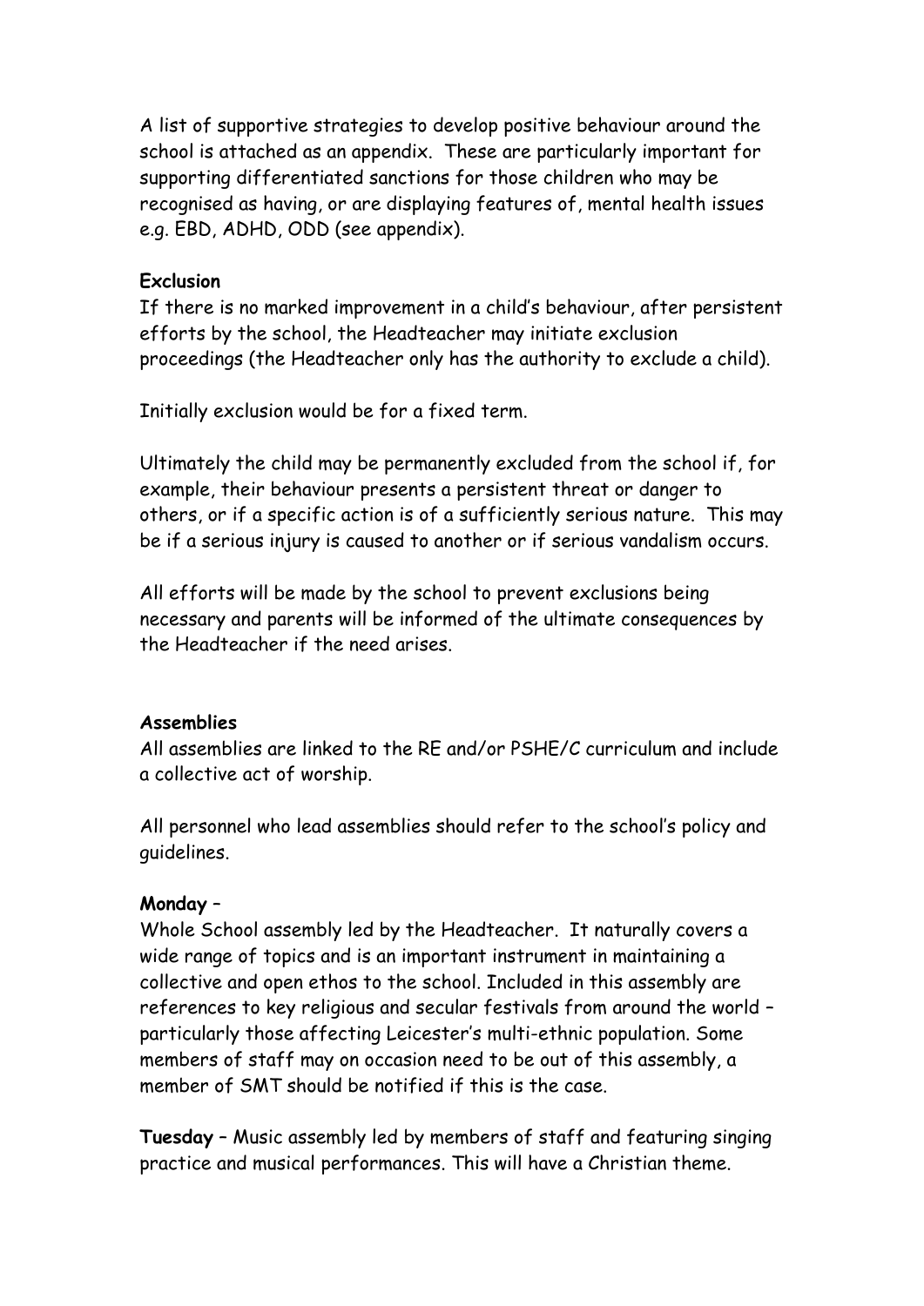A list of supportive strategies to develop positive behaviour around the school is attached as an appendix. These are particularly important for supporting differentiated sanctions for those children who may be recognised as having, or are displaying features of, mental health issues e.g. EBD, ADHD, ODD (see appendix).

**Exclusion**

If there is no marked improvement in a child's behaviour, after persistent efforts by the school, the Headteacher may initiate exclusion proceedings (the Headteacher only has the authority to exclude a child).

Initially exclusion would be for a fixed term.

Ultimately the child may be permanently excluded from the school if, for example, their behaviour presents a persistent threat or danger to others, or if a specific action is of a sufficiently serious nature. This may be if a serious injury is caused to another or if serious vandalism occurs.

All efforts will be made by the school to prevent exclusions being necessary and parents will be informed of the ultimate consequences by the Headteacher if the need arises.

**Assemblies**

All assemblies are linked to the RE and/or PSHE/C curriculum and include a collective act of worship.

All personnel who lead assemblies should refer to the school's policy and guidelines.

**Monday** –

Whole School assembly led by the Headteacher. It naturally covers a wide range of topics and is an important instrument in maintaining a collective and open ethos to the school. Included in this assembly are references to key religious and secular festivals from around the world – particularly those affecting Leicester's multi-ethnic population. Some members of staff may on occasion need to be out of this assembly, a member of SMT should be notified if this is the case.

**Tuesday** – Music assembly led by members of staff and featuring singing practice and musical performances. This will have a Christian theme.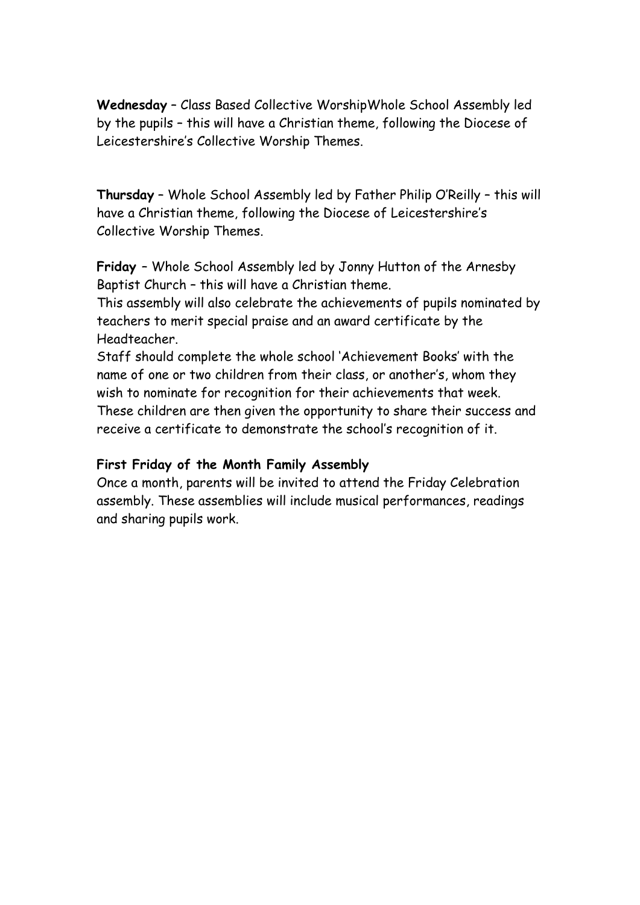**Wednesday** – Class Based Collective WorshipWhole School Assembly led by the pupils – this will have a Christian theme, following the Diocese of Leicestershire's Collective Worship Themes.

**Thursday** – Whole School Assembly led by Father Philip O'Reilly – this will have a Christian theme, following the Diocese of Leicestershire's Collective Worship Themes.

**Friday** – Whole School Assembly led by Jonny Hutton of the Arnesby Baptist Church – this will have a Christian theme.
This assembly will also celebrate the achievements of pupils nominated by teachers to merit special praise and an award certificate by the Headteacher.
Staff should complete the whole school 'Achievement Books' with the name of one or two children from their class, or another's, whom they wish to nominate for recognition for their achievements that week.
These children are then given the opportunity to share their success and receive a certificate to demonstrate the school's recognition of it.

**First Friday of the Month Family Assembly**
Once a month, parents will be invited to attend the Friday Celebration assembly. These assemblies will include musical performances, readings and sharing pupils work.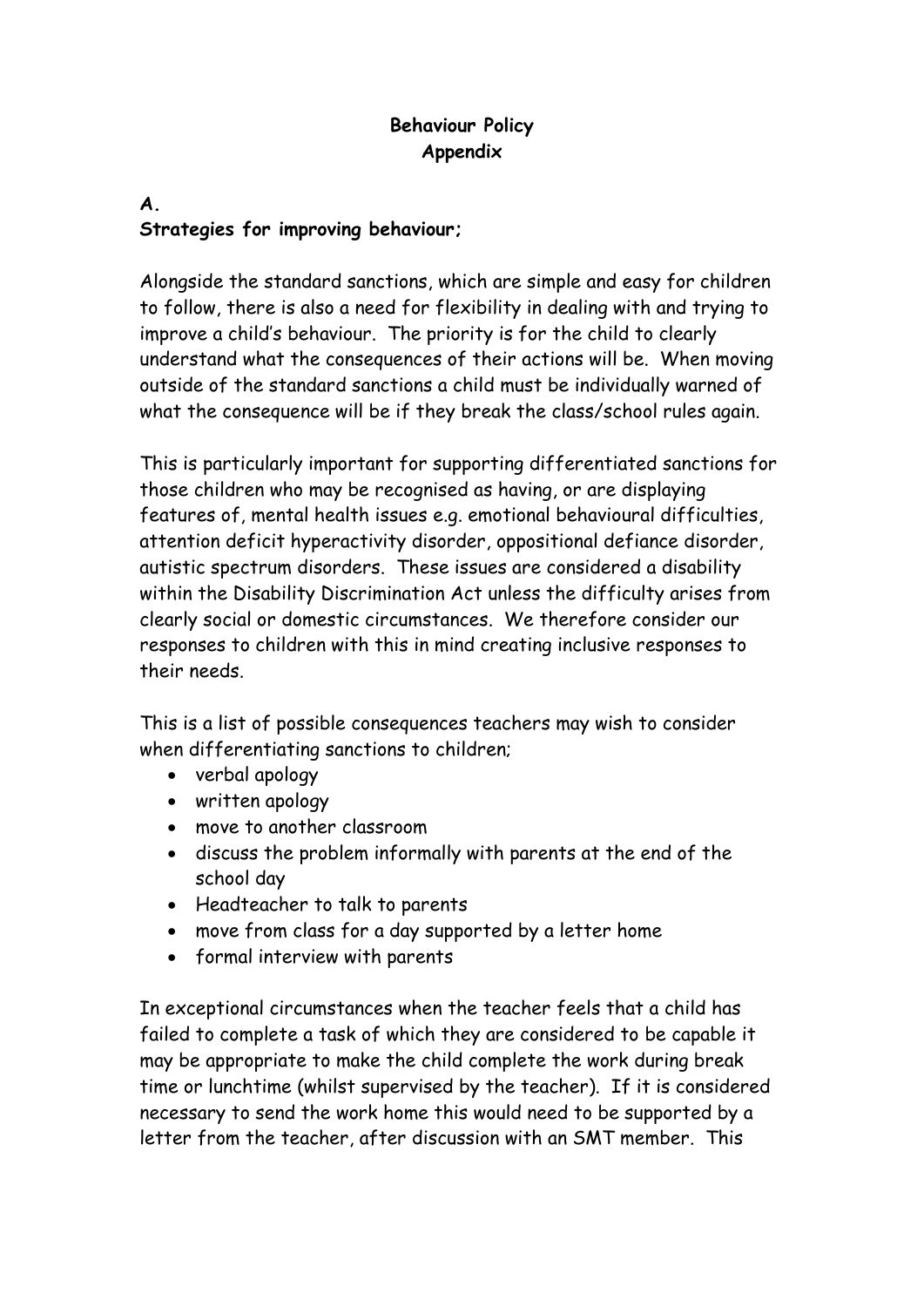**Behaviour Policy**
**Appendix**

**A.**
**Strategies for improving behaviour;**

Alongside the standard sanctions, which are simple and easy for children to follow, there is also a need for flexibility in dealing with and trying to improve a child's behaviour. The priority is for the child to clearly understand what the consequences of their actions will be. When moving outside of the standard sanctions a child must be individually warned of what the consequence will be if they break the class/school rules again.

This is particularly important for supporting differentiated sanctions for those children who may be recognised as having, or are displaying features of, mental health issues e.g. emotional behavioural difficulties, attention deficit hyperactivity disorder, oppositional defiance disorder, autistic spectrum disorders. These issues are considered a disability within the Disability Discrimination Act unless the difficulty arises from clearly social or domestic circumstances. We therefore consider our responses to children with this in mind creating inclusive responses to their needs.

This is a list of possible consequences teachers may wish to consider when differentiating sanctions to children;

- verbal apology
- written apology
- move to another classroom
- discuss the problem informally with parents at the end of the school day
- Headteacher to talk to parents
- move from class for a day supported by a letter home
- formal interview with parents

In exceptional circumstances when the teacher feels that a child has failed to complete a task of which they are considered to be capable it may be appropriate to make the child complete the work during break time or lunchtime (whilst supervised by the teacher). If it is considered necessary to send the work home this would need to be supported by a letter from the teacher, after discussion with an SMT member. This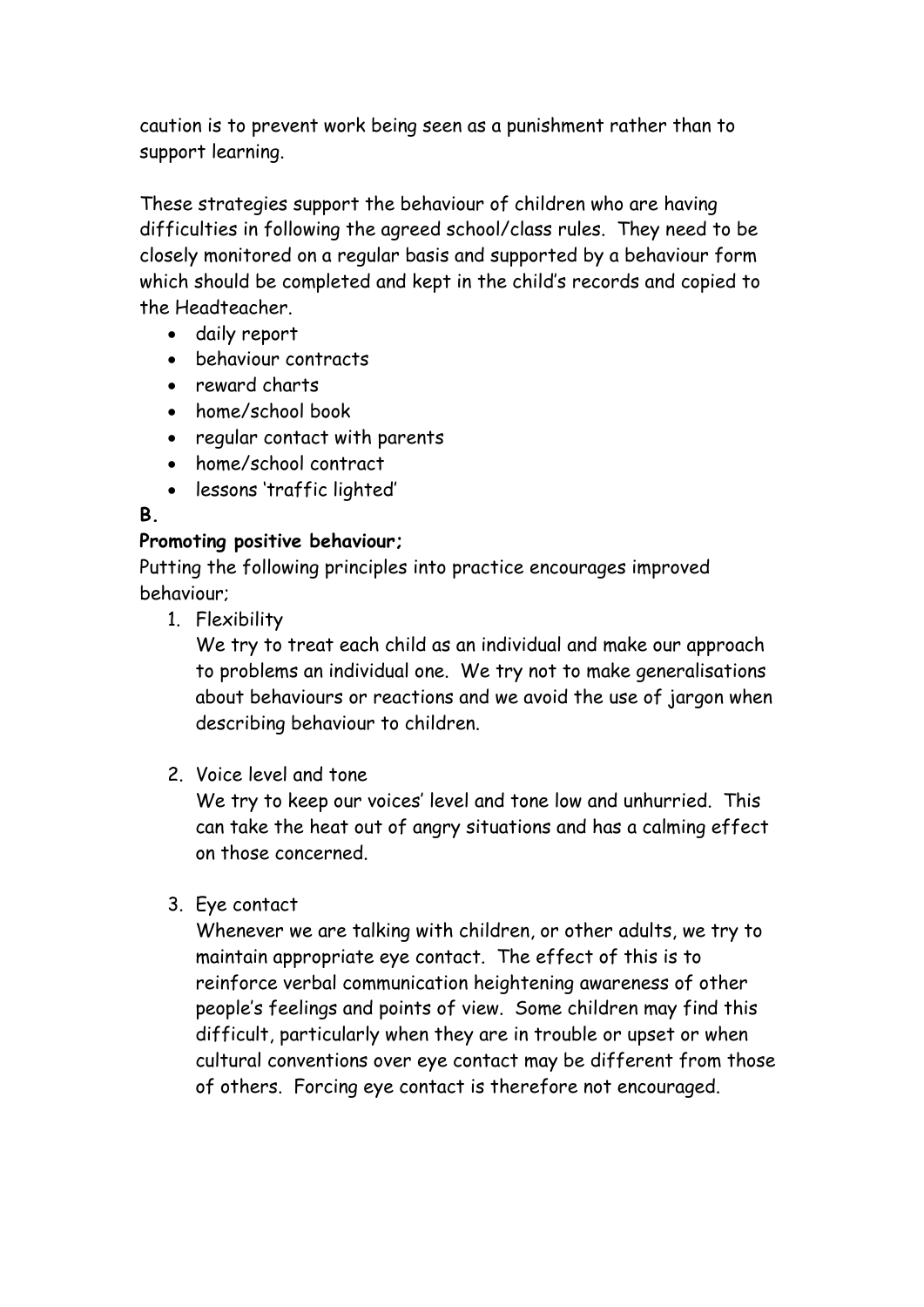caution is to prevent work being seen as a punishment rather than to support learning.

These strategies support the behaviour of children who are having difficulties in following the agreed school/class rules. They need to be closely monitored on a regular basis and supported by a behaviour form which should be completed and kept in the child's records and copied to the Headteacher.

- daily report
- behaviour contracts
- reward charts
- home/school book
- regular contact with parents
- home/school contract
- lessons 'traffic lighted'

**B.**

**Promoting positive behaviour;**

Putting the following principles into practice encourages improved behaviour;

1. Flexibility

   We try to treat each child as an individual and make our approach to problems an individual one. We try not to make generalisations about behaviours or reactions and we avoid the use of jargon when describing behaviour to children.

2. Voice level and tone

   We try to keep our voices' level and tone low and unhurried. This can take the heat out of angry situations and has a calming effect on those concerned.

3. Eye contact

   Whenever we are talking with children, or other adults, we try to maintain appropriate eye contact. The effect of this is to reinforce verbal communication heightening awareness of other people's feelings and points of view. Some children may find this difficult, particularly when they are in trouble or upset or when cultural conventions over eye contact may be different from those of others. Forcing eye contact is therefore not encouraged.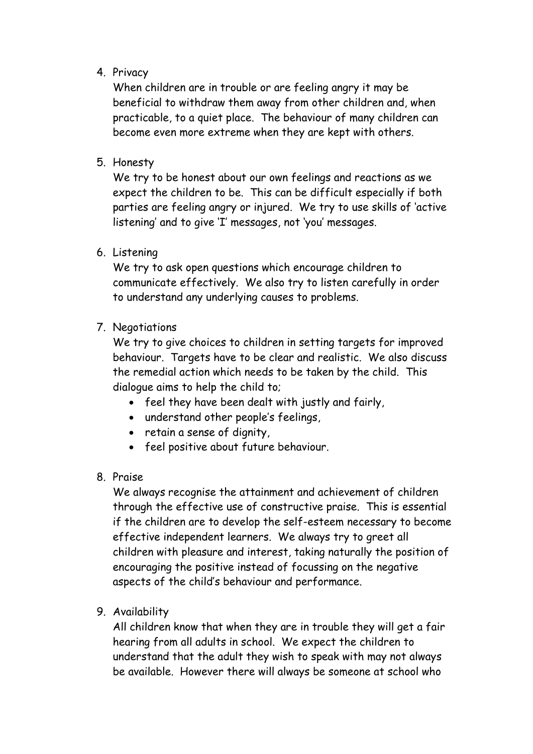4. Privacy

   When children are in trouble or are feeling angry it may be beneficial to withdraw them away from other children and, when practicable, to a quiet place. The behaviour of many children can become even more extreme when they are kept with others.

5. Honesty

   We try to be honest about our own feelings and reactions as we expect the children to be. This can be difficult especially if both parties are feeling angry or injured. We try to use skills of 'active listening' and to give 'I' messages, not 'you' messages.

6. Listening

   We try to ask open questions which encourage children to communicate effectively. We also try to listen carefully in order to understand any underlying causes to problems.

7. Negotiations

   We try to give choices to children in setting targets for improved behaviour. Targets have to be clear and realistic. We also discuss the remedial action which needs to be taken by the child. This dialogue aims to help the child to;

   - feel they have been dealt with justly and fairly,
   - understand other people's feelings,
   - retain a sense of dignity,
   - feel positive about future behaviour.

8. Praise

   We always recognise the attainment and achievement of children through the effective use of constructive praise. This is essential if the children are to develop the self-esteem necessary to become effective independent learners. We always try to greet all children with pleasure and interest, taking naturally the position of encouraging the positive instead of focussing on the negative aspects of the child's behaviour and performance.

9. Availability

   All children know that when they are in trouble they will get a fair hearing from all adults in school. We expect the children to understand that the adult they wish to speak with may not always be available. However there will always be someone at school who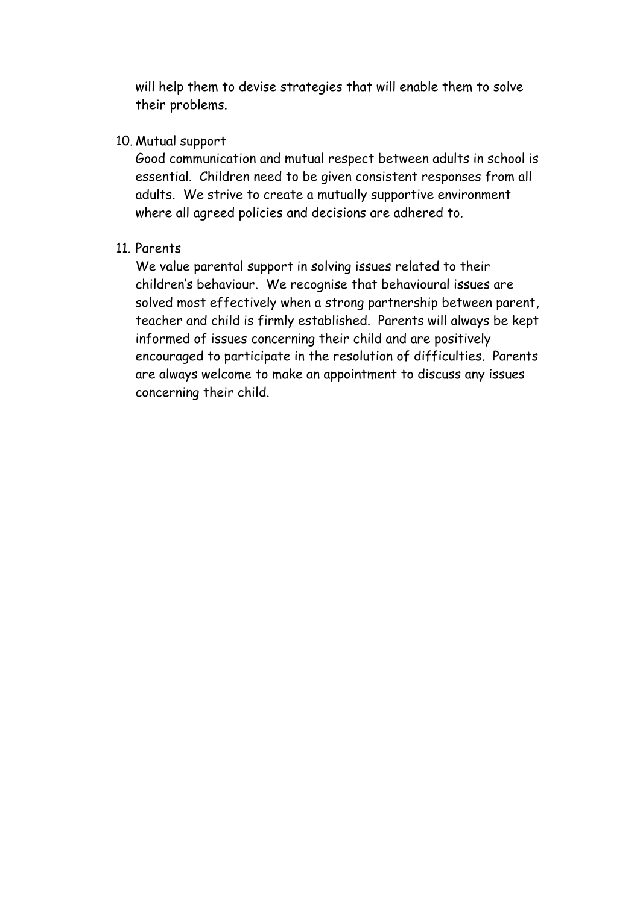will help them to devise strategies that will enable them to solve their problems.

10. Mutual support

    Good communication and mutual respect between adults in school is essential. Children need to be given consistent responses from all adults. We strive to create a mutually supportive environment where all agreed policies and decisions are adhered to.

11. Parents

    We value parental support in solving issues related to their children's behaviour. We recognise that behavioural issues are solved most effectively when a strong partnership between parent, teacher and child is firmly established. Parents will always be kept informed of issues concerning their child and are positively encouraged to participate in the resolution of difficulties. Parents are always welcome to make an appointment to discuss any issues concerning their child.